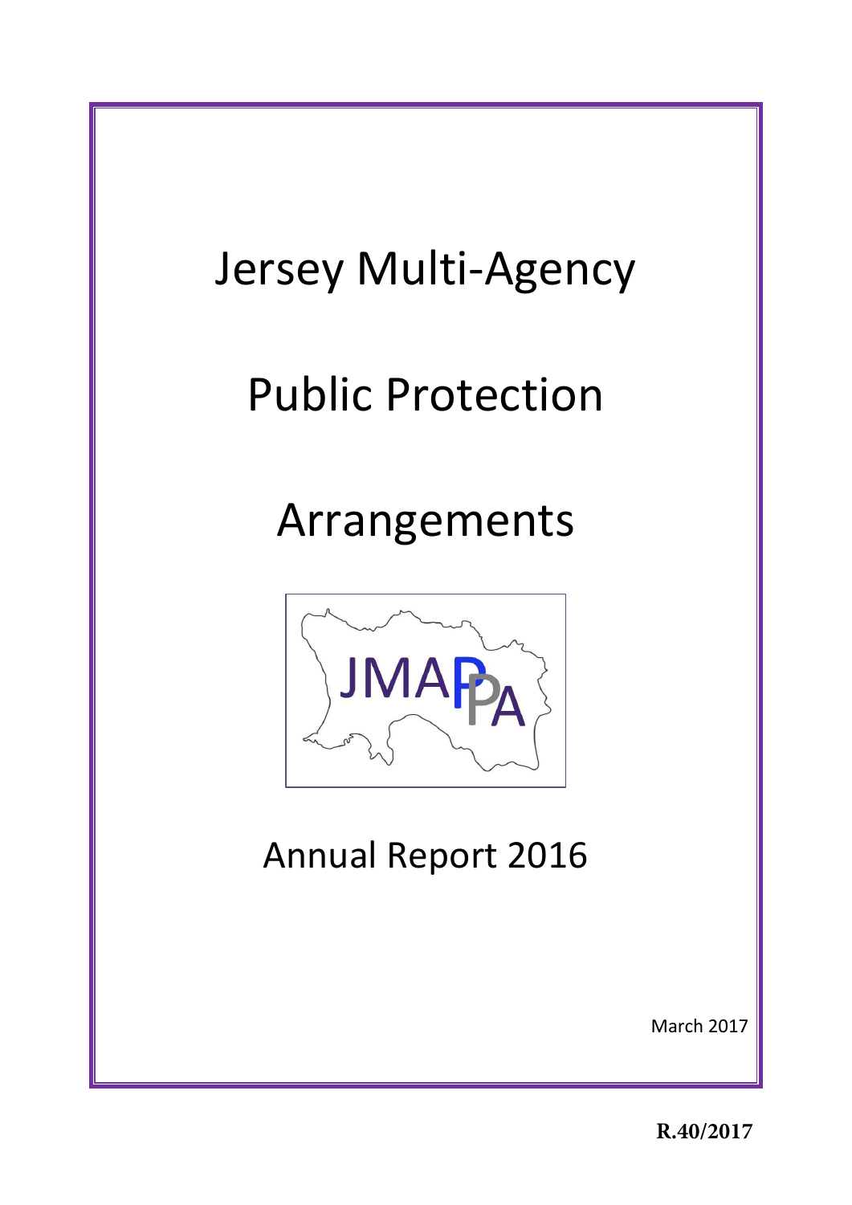# Jersey Multi-Agency

# Public Protection

# Arrangements

JMAPPA

## Annual Report 2016

March 2017

**R.40/2017**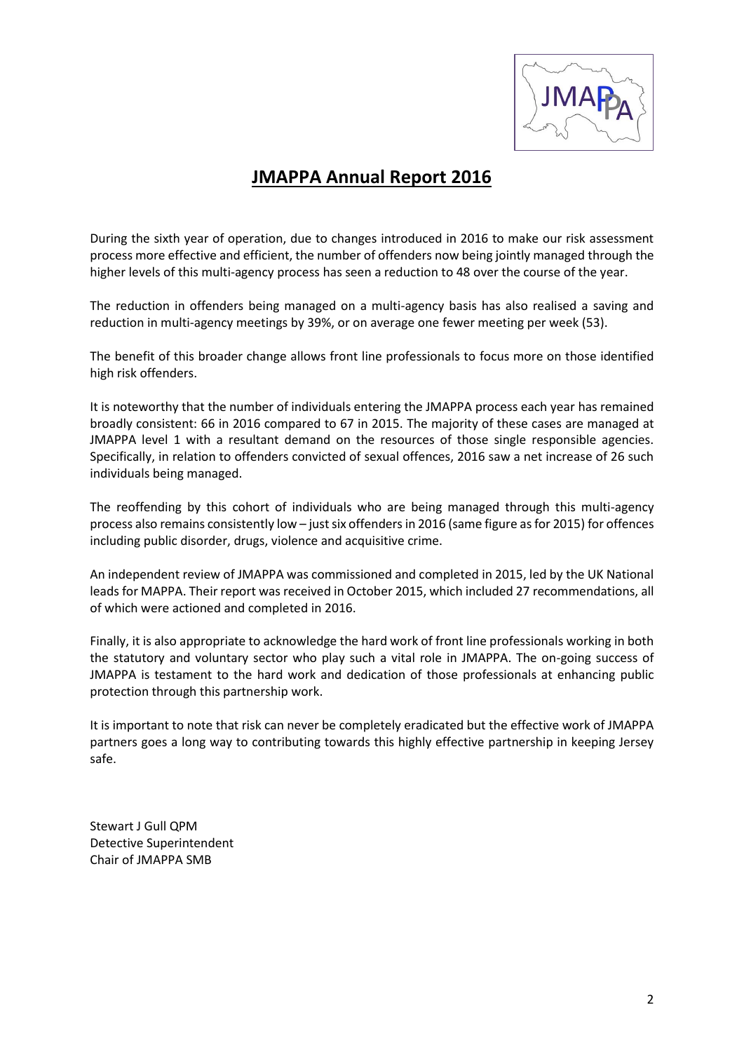# JMAPPA Annual Report 2016

During the sixth year of operation, due to changes introduced in 2016 to make our risk assessment process more effective and efficient, the number of offenders now being jointly managed through the higher levels of this multi-agency process has seen a reduction to 48 over the course of the year.

The reduction in offenders being managed on a multi-agency basis has also realised a saving and reduction in multi-agency meetings by 39%, or on average one fewer meeting per week (53).

The benefit of this broader change allows front line professionals to focus more on those identified high risk offenders.

It is noteworthy that the number of individuals entering the JMAPPA process each year has remained broadly consistent: 66 in 2016 compared to 67 in 2015. The majority of these cases are managed at JMAPPA level 1 with a resultant demand on the resources of those single responsible agencies. Specifically, in relation to offenders convicted of sexual offences, 2016 saw a net increase of 26 such individuals being managed.

The reoffending by this cohort of individuals who are being managed through this multi-agency process also remains consistently low – just six offenders in 2016 (same figure as for 2015) for offences including public disorder, drugs, violence and acquisitive crime.

An independent review of JMAPPA was commissioned and completed in 2015, led by the UK National leads for MAPPA. Their report was received in October 2015, which included 27 recommendations, all of which were actioned and completed in 2016.

Finally, it is also appropriate to acknowledge the hard work of front line professionals working in both the statutory and voluntary sector who play such a vital role in JMAPPA. The on-going success of JMAPPA is testament to the hard work and dedication of those professionals at enhancing public protection through this partnership work.

It is important to note that risk can never be completely eradicated but the effective work of JMAPPA partners goes a long way to contributing towards this highly effective partnership in keeping Jersey safe.

Stewart J Gull QPM  
Detective Superintendent  
Chair of JMAPPA SMB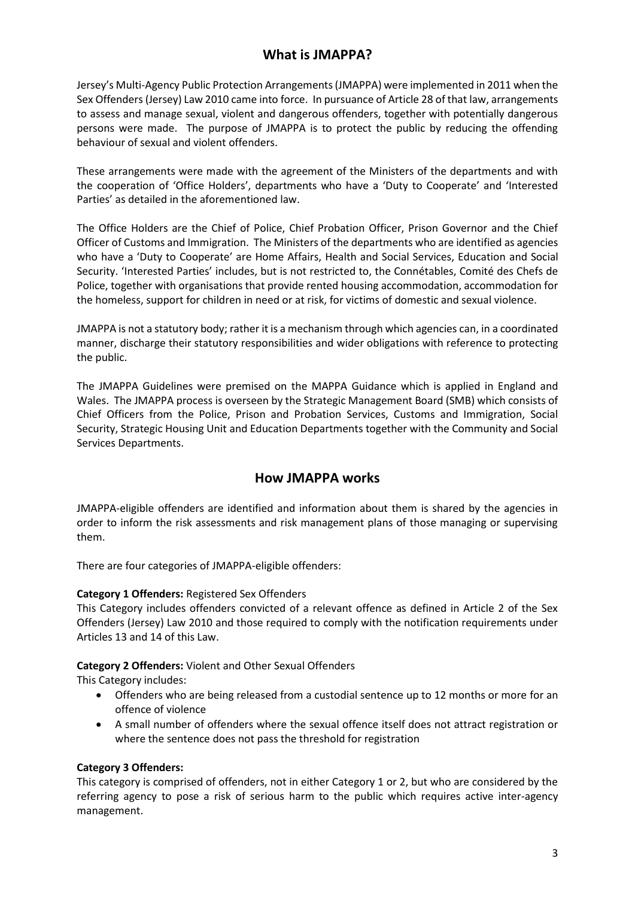## What is JMAPPA?

Jersey's Multi-Agency Public Protection Arrangements (JMAPPA) were implemented in 2011 when the Sex Offenders (Jersey) Law 2010 came into force. In pursuance of Article 28 of that law, arrangements to assess and manage sexual, violent and dangerous offenders, together with potentially dangerous persons were made. The purpose of JMAPPA is to protect the public by reducing the offending behaviour of sexual and violent offenders.

These arrangements were made with the agreement of the Ministers of the departments and with the cooperation of 'Office Holders', departments who have a 'Duty to Cooperate' and 'Interested Parties' as detailed in the aforementioned law.

The Office Holders are the Chief of Police, Chief Probation Officer, Prison Governor and the Chief Officer of Customs and Immigration. The Ministers of the departments who are identified as agencies who have a 'Duty to Cooperate' are Home Affairs, Health and Social Services, Education and Social Security. 'Interested Parties' includes, but is not restricted to, the Connétables, Comité des Chefs de Police, together with organisations that provide rented housing accommodation, accommodation for the homeless, support for children in need or at risk, for victims of domestic and sexual violence.

JMAPPA is not a statutory body; rather it is a mechanism through which agencies can, in a coordinated manner, discharge their statutory responsibilities and wider obligations with reference to protecting the public.

The JMAPPA Guidelines were premised on the MAPPA Guidance which is applied in England and Wales. The JMAPPA process is overseen by the Strategic Management Board (SMB) which consists of Chief Officers from the Police, Prison and Probation Services, Customs and Immigration, Social Security, Strategic Housing Unit and Education Departments together with the Community and Social Services Departments.

## How JMAPPA works

JMAPPA-eligible offenders are identified and information about them is shared by the agencies in order to inform the risk assessments and risk management plans of those managing or supervising them.

There are four categories of JMAPPA-eligible offenders:

**Category 1 Offenders:** Registered Sex Offenders
This Category includes offenders convicted of a relevant offence as defined in Article 2 of the Sex Offenders (Jersey) Law 2010 and those required to comply with the notification requirements under Articles 13 and 14 of this Law.

**Category 2 Offenders:** Violent and Other Sexual Offenders
This Category includes:

- Offenders who are being released from a custodial sentence up to 12 months or more for an offence of violence
- A small number of offenders where the sexual offence itself does not attract registration or where the sentence does not pass the threshold for registration

**Category 3 Offenders:**
This category is comprised of offenders, not in either Category 1 or 2, but who are considered by the referring agency to pose a risk of serious harm to the public which requires active inter-agency management.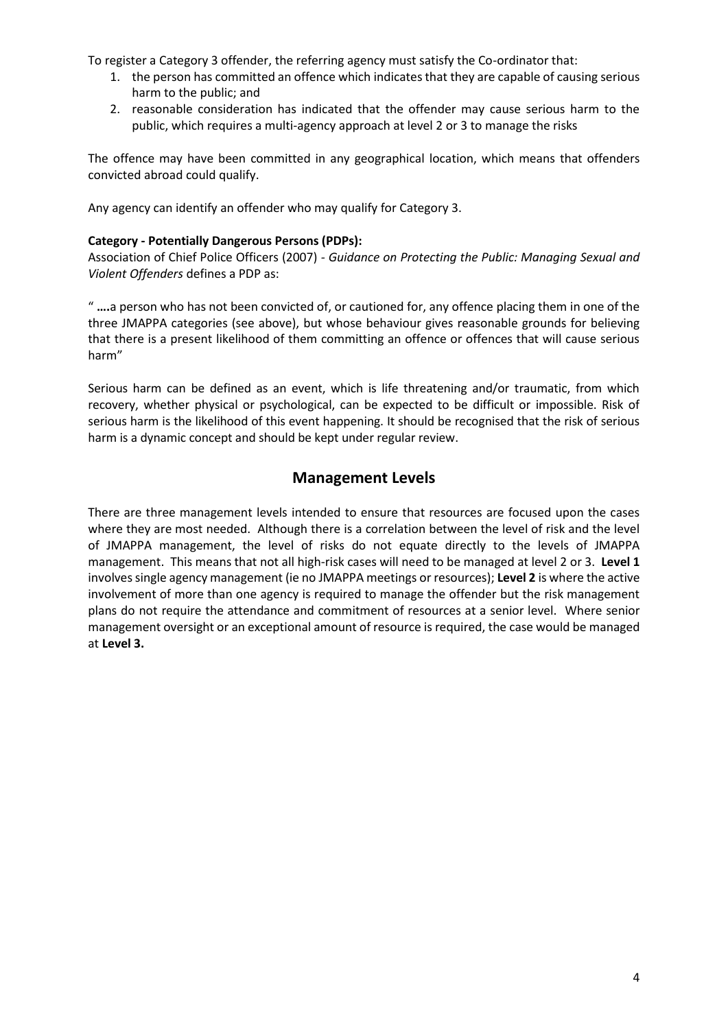To register a Category 3 offender, the referring agency must satisfy the Co-ordinator that:

1. the person has committed an offence which indicates that they are capable of causing serious harm to the public; and
2. reasonable consideration has indicated that the offender may cause serious harm to the public, which requires a multi-agency approach at level 2 or 3 to manage the risks

The offence may have been committed in any geographical location, which means that offenders convicted abroad could qualify.

Any agency can identify an offender who may qualify for Category 3.

**Category - Potentially Dangerous Persons (PDPs):**

Association of Chief Police Officers (2007) - *Guidance on Protecting the Public: Managing Sexual and Violent Offenders* defines a PDP as:

" **….**a person who has not been convicted of, or cautioned for, any offence placing them in one of the three JMAPPA categories (see above), but whose behaviour gives reasonable grounds for believing that there is a present likelihood of them committing an offence or offences that will cause serious harm"

Serious harm can be defined as an event, which is life threatening and/or traumatic, from which recovery, whether physical or psychological, can be expected to be difficult or impossible. Risk of serious harm is the likelihood of this event happening. It should be recognised that the risk of serious harm is a dynamic concept and should be kept under regular review.

## Management Levels

There are three management levels intended to ensure that resources are focused upon the cases where they are most needed. Although there is a correlation between the level of risk and the level of JMAPPA management, the level of risks do not equate directly to the levels of JMAPPA management. This means that not all high-risk cases will need to be managed at level 2 or 3. **Level 1** involves single agency management (ie no JMAPPA meetings or resources); **Level 2** is where the active involvement of more than one agency is required to manage the offender but the risk management plans do not require the attendance and commitment of resources at a senior level. Where senior management oversight or an exceptional amount of resource is required, the case would be managed at **Level 3.**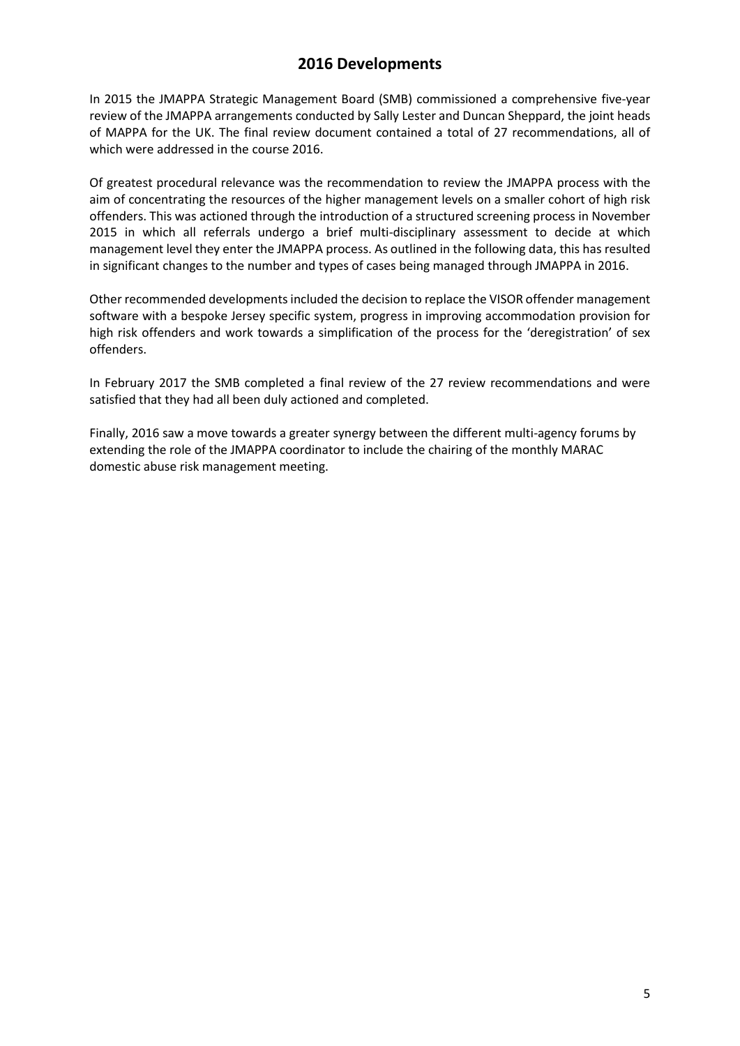## 2016 Developments

In 2015 the JMAPPA Strategic Management Board (SMB) commissioned a comprehensive five-year review of the JMAPPA arrangements conducted by Sally Lester and Duncan Sheppard, the joint heads of MAPPA for the UK. The final review document contained a total of 27 recommendations, all of which were addressed in the course 2016.

Of greatest procedural relevance was the recommendation to review the JMAPPA process with the aim of concentrating the resources of the higher management levels on a smaller cohort of high risk offenders. This was actioned through the introduction of a structured screening process in November 2015 in which all referrals undergo a brief multi-disciplinary assessment to decide at which management level they enter the JMAPPA process. As outlined in the following data, this has resulted in significant changes to the number and types of cases being managed through JMAPPA in 2016.

Other recommended developments included the decision to replace the VISOR offender management software with a bespoke Jersey specific system, progress in improving accommodation provision for high risk offenders and work towards a simplification of the process for the 'deregistration' of sex offenders.

In February 2017 the SMB completed a final review of the 27 review recommendations and were satisfied that they had all been duly actioned and completed.

Finally, 2016 saw a move towards a greater synergy between the different multi-agency forums by extending the role of the JMAPPA coordinator to include the chairing of the monthly MARAC domestic abuse risk management meeting.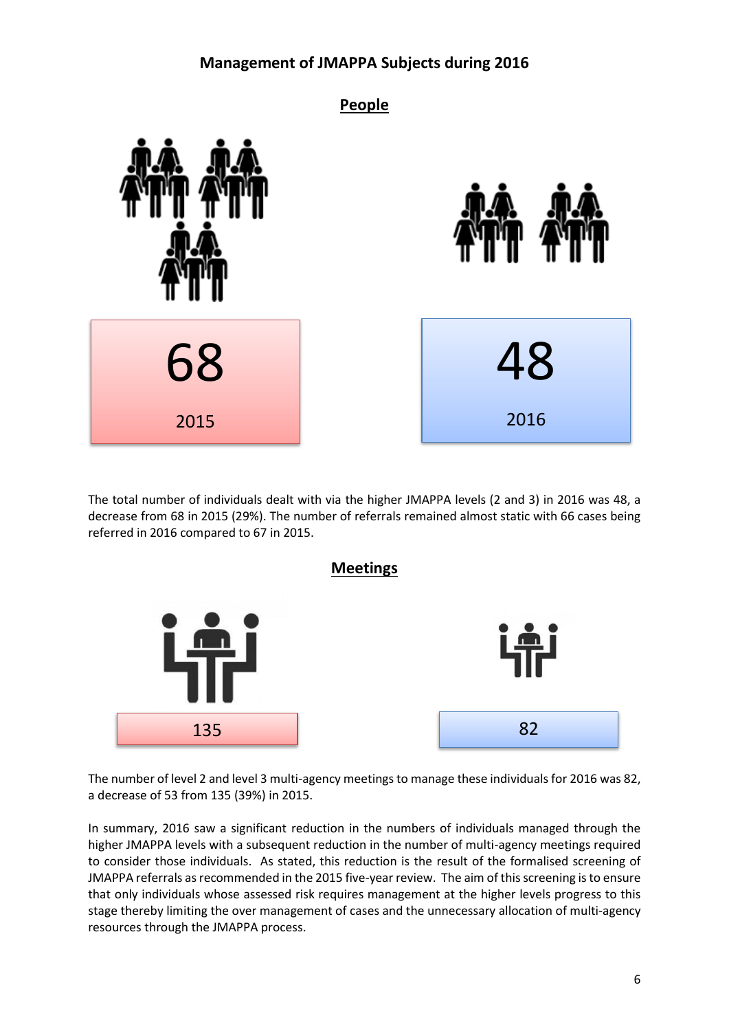## Management of JMAPPA Subjects during 2016

### People

68

2015

48

2016

The total number of individuals dealt with via the higher JMAPPA levels (2 and 3) in 2016 was 48, a decrease from 68 in 2015 (29%). The number of referrals remained almost static with 66 cases being referred in 2016 compared to 67 in 2015.

### Meetings

135

82

The number of level 2 and level 3 multi-agency meetings to manage these individuals for 2016 was 82, a decrease of 53 from 135 (39%) in 2015.

In summary, 2016 saw a significant reduction in the numbers of individuals managed through the higher JMAPPA levels with a subsequent reduction in the number of multi-agency meetings required to consider those individuals. As stated, this reduction is the result of the formalised screening of JMAPPA referrals as recommended in the 2015 five-year review. The aim of this screening is to ensure that only individuals whose assessed risk requires management at the higher levels progress to this stage thereby limiting the over management of cases and the unnecessary allocation of multi-agency resources through the JMAPPA process.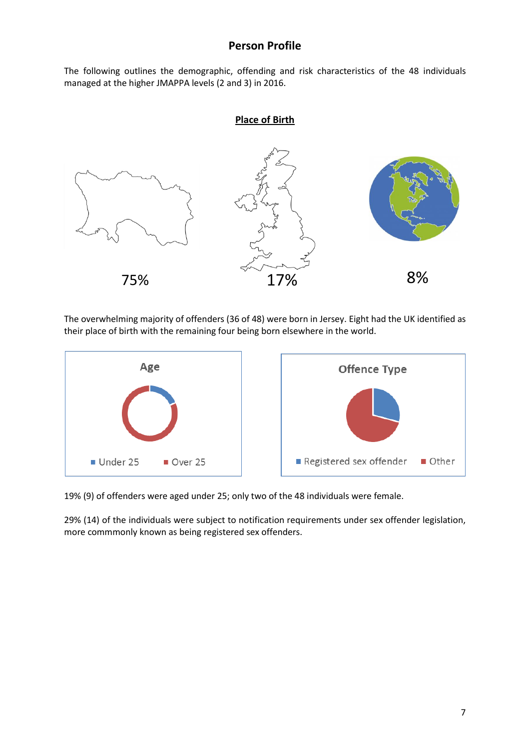## Person Profile

The following outlines the demographic, offending and risk characteristics of the 48 individuals managed at the higher JMAPPA levels (2 and 3) in 2016.

**Place of Birth**

75%

17%

8%

The overwhelming majority of offenders (36 of 48) were born in Jersey. Eight had the UK identified as their place of birth with the remaining four being born elsewhere in the world.

Age

Under 25 | Over 25

Offence Type

Registered sex offender | Other

19% (9) of offenders were aged under 25; only two of the 48 individuals were female.

29% (14) of the individuals were subject to notification requirements under sex offender legislation, more commmonly known as being registered sex offenders.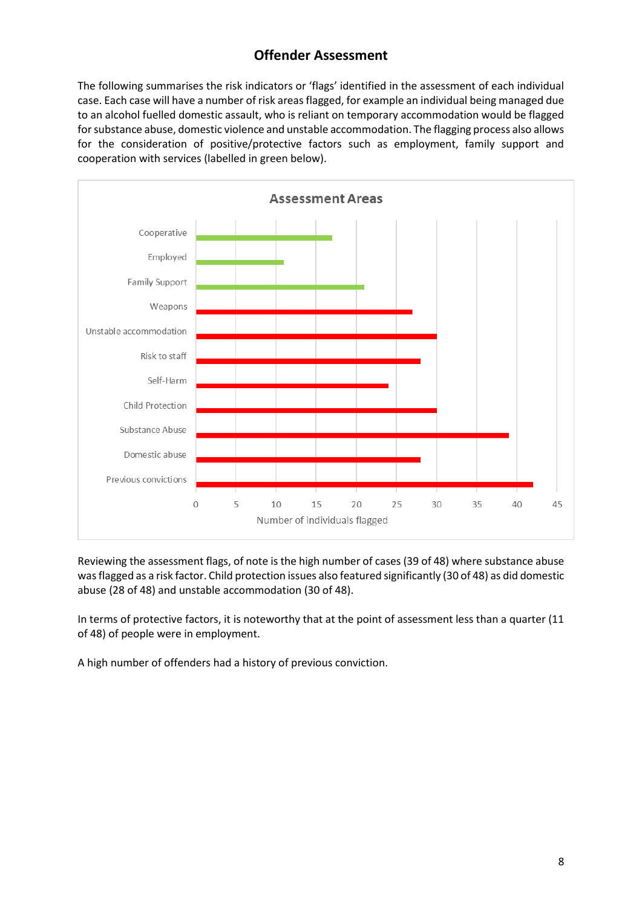# Offender Assessment

The following summarises the risk indicators or 'flags' identified in the assessment of each individual case. Each case will have a number of risk areas flagged, for example an individual being managed due to an alcohol fuelled domestic assault, who is reliant on temporary accommodation would be flagged for substance abuse, domestic violence and unstable accommodation. The flagging process also allows for the consideration of positive/protective factors such as employment, family support and cooperation with services (labelled in green below).

**Assessment Areas**

| Assessment Area | Number of individuals flagged |
|---|---|
| Cooperative | 17 |
| Employed | 11 |
| Family Support | 21 |
| Weapons | 27 |
| Unstable accommodation | 30 |
| Risk to staff | 28 |
| Self-Harm | 24 |
| Child Protection | 30 |
| Substance Abuse | 39 |
| Domestic abuse | 28 |
| Previous convictions | 42 |

Reviewing the assessment flags, of note is the high number of cases (39 of 48) where substance abuse was flagged as a risk factor. Child protection issues also featured significantly (30 of 48) as did domestic abuse (28 of 48) and unstable accommodation (30 of 48).

In terms of protective factors, it is noteworthy that at the point of assessment less than a quarter (11 of 48) of people were in employment.

A high number of offenders had a history of previous conviction.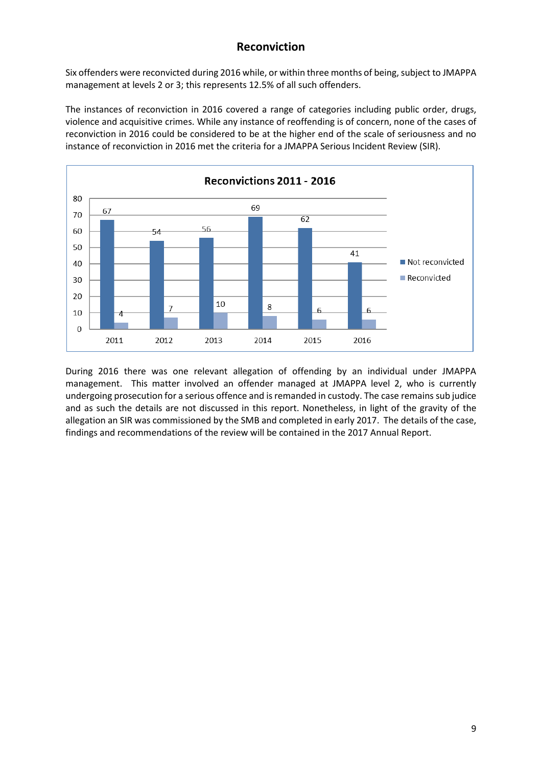## Reconviction

Six offenders were reconvicted during 2016 while, or within three months of being, subject to JMAPPA management at levels 2 or 3; this represents 12.5% of all such offenders.

The instances of reconviction in 2016 covered a range of categories including public order, drugs, violence and acquisitive crimes. While any instance of reoffending is of concern, none of the cases of reconviction in 2016 could be considered to be at the higher end of the scale of seriousness and no instance of reconviction in 2016 met the criteria for a JMAPPA Serious Incident Review (SIR).

**Reconvictions 2011 - 2016**

| | 2011 | 2012 | 2013 | 2014 | 2015 | 2016 |
|---|---|---|---|---|---|---|
| Not reconvicted | 67 | 54 | 56 | 69 | 62 | 41 |
| Reconvicted | 4 | 7 | 10 | 8 | 6 | 6 |

During 2016 there was one relevant allegation of offending by an individual under JMAPPA management. This matter involved an offender managed at JMAPPA level 2, who is currently undergoing prosecution for a serious offence and is remanded in custody. The case remains sub judice and as such the details are not discussed in this report. Nonetheless, in light of the gravity of the allegation an SIR was commissioned by the SMB and completed in early 2017. The details of the case, findings and recommendations of the review will be contained in the 2017 Annual Report.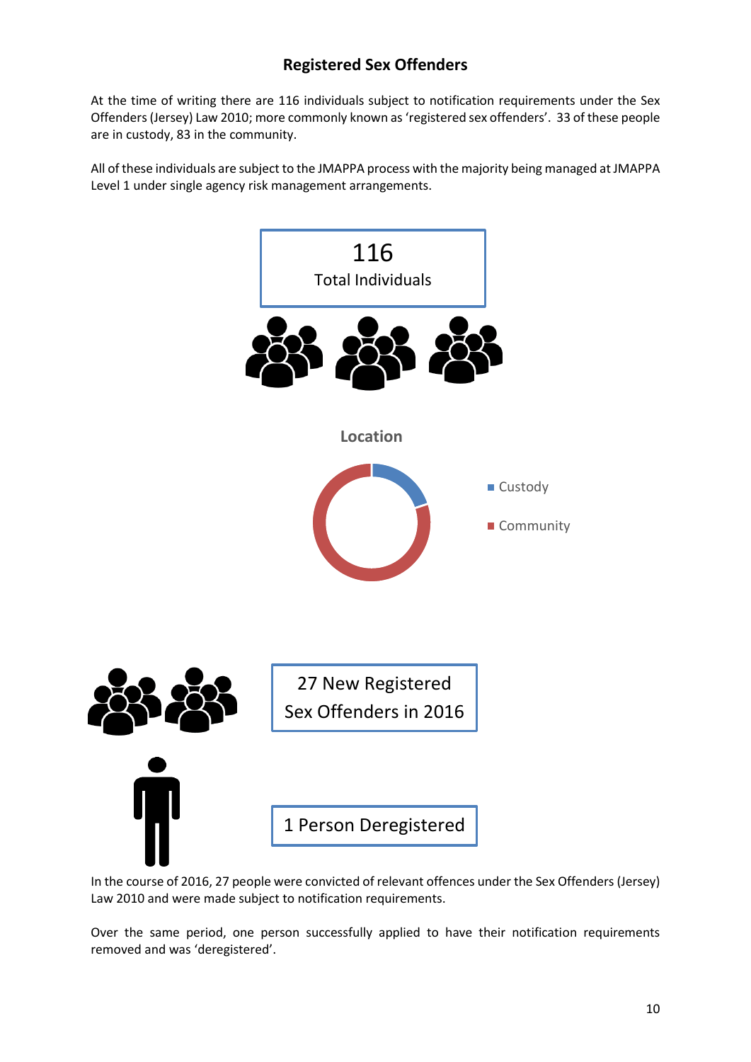## Registered Sex Offenders

At the time of writing there are 116 individuals subject to notification requirements under the Sex Offenders (Jersey) Law 2010; more commonly known as 'registered sex offenders'. 33 of these people are in custody, 83 in the community.

All of these individuals are subject to the JMAPPA process with the majority being managed at JMAPPA Level 1 under single agency risk management arrangements.

116
Total Individuals

**Location**

- Custody
- Community

27 New Registered Sex Offenders in 2016

1 Person Deregistered

In the course of 2016, 27 people were convicted of relevant offences under the Sex Offenders (Jersey) Law 2010 and were made subject to notification requirements.

Over the same period, one person successfully applied to have their notification requirements removed and was 'deregistered'.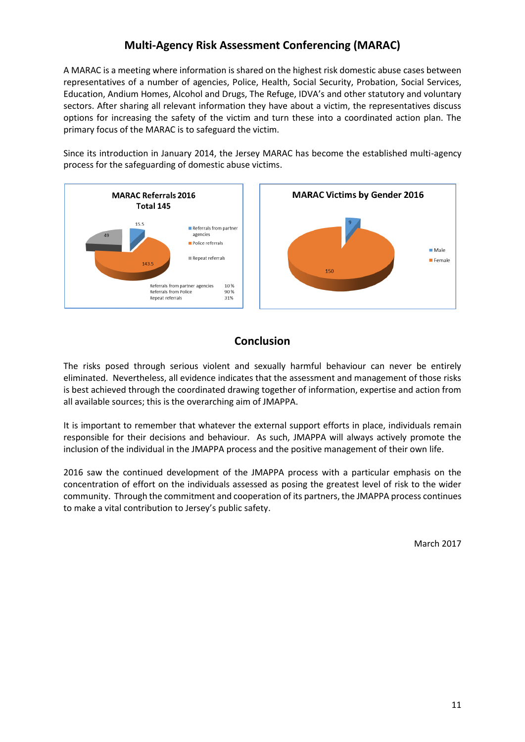## Multi-Agency Risk Assessment Conferencing (MARAC)

A MARAC is a meeting where information is shared on the highest risk domestic abuse cases between representatives of a number of agencies, Police, Health, Social Security, Probation, Social Services, Education, Andium Homes, Alcohol and Drugs, The Refuge, IDVA's and other statutory and voluntary sectors. After sharing all relevant information they have about a victim, the representatives discuss options for increasing the safety of the victim and turn these into a coordinated action plan. The primary focus of the MARAC is to safeguard the victim.

Since its introduction in January 2014, the Jersey MARAC has become the established multi-agency process for the safeguarding of domestic abuse victims.

MARAC Referrals 2016
Total 145

15.5
49
143.5

Referrals from partner agencies
Police referrals
Repeat referrals

Referrals from partner agencies 10%
Referrals from Police 90%
Repeat referrals 31%

MARAC Victims by Gender 2016

9
150

Male
Female

## Conclusion

The risks posed through serious violent and sexually harmful behaviour can never be entirely eliminated. Nevertheless, all evidence indicates that the assessment and management of those risks is best achieved through the coordinated drawing together of information, expertise and action from all available sources; this is the overarching aim of JMAPPA.

It is important to remember that whatever the external support efforts in place, individuals remain responsible for their decisions and behaviour. As such, JMAPPA will always actively promote the inclusion of the individual in the JMAPPA process and the positive management of their own life.

2016 saw the continued development of the JMAPPA process with a particular emphasis on the concentration of effort on the individuals assessed as posing the greatest level of risk to the wider community. Through the commitment and cooperation of its partners, the JMAPPA process continues to make a vital contribution to Jersey's public safety.

March 2017